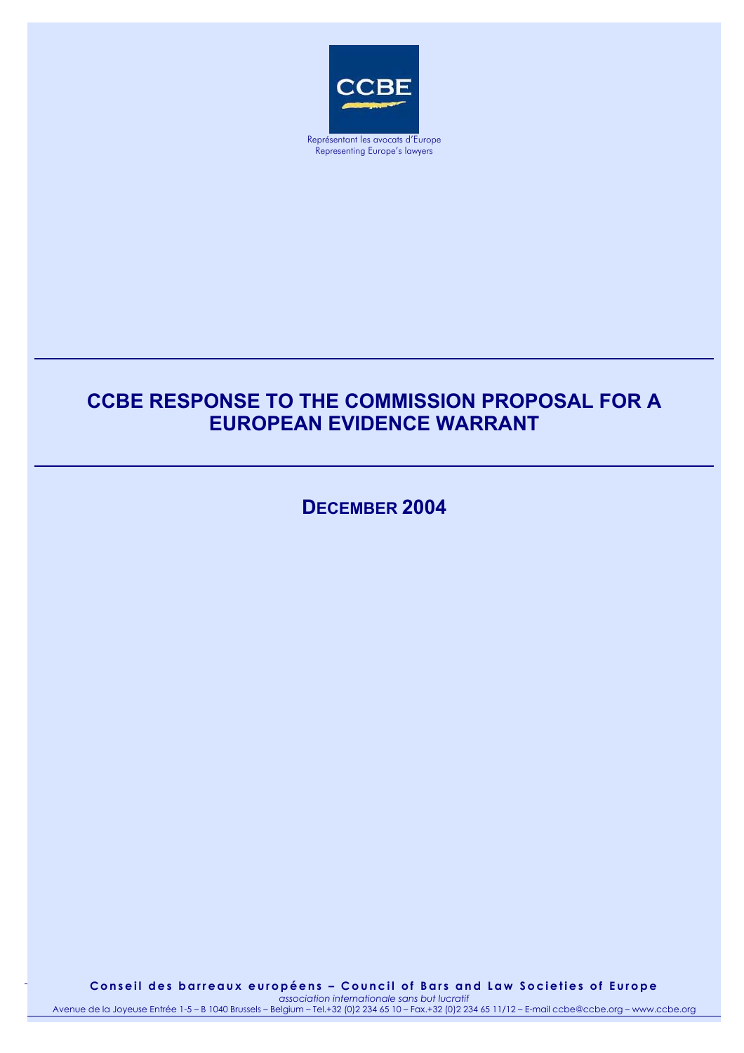CCBE

Représentant les avocats d'Europe
Representing Europe's lawyers

# CCBE RESPONSE TO THE COMMISSION PROPOSAL FOR A EUROPEAN EVIDENCE WARRANT

## DECEMBER 2004

**Conseil des barreaux européens – Council of Bars and Law Societies of Europe**
*association internationale sans but lucratif*
Avenue de la Joyeuse Entrée 1-5 – B 1040 Brussels – Belgium – Tel.+32 (0)2 234 65 10 – Fax.+32 (0)2 234 65 11/12 – E-mail ccbe@ccbe.org – www.ccbe.org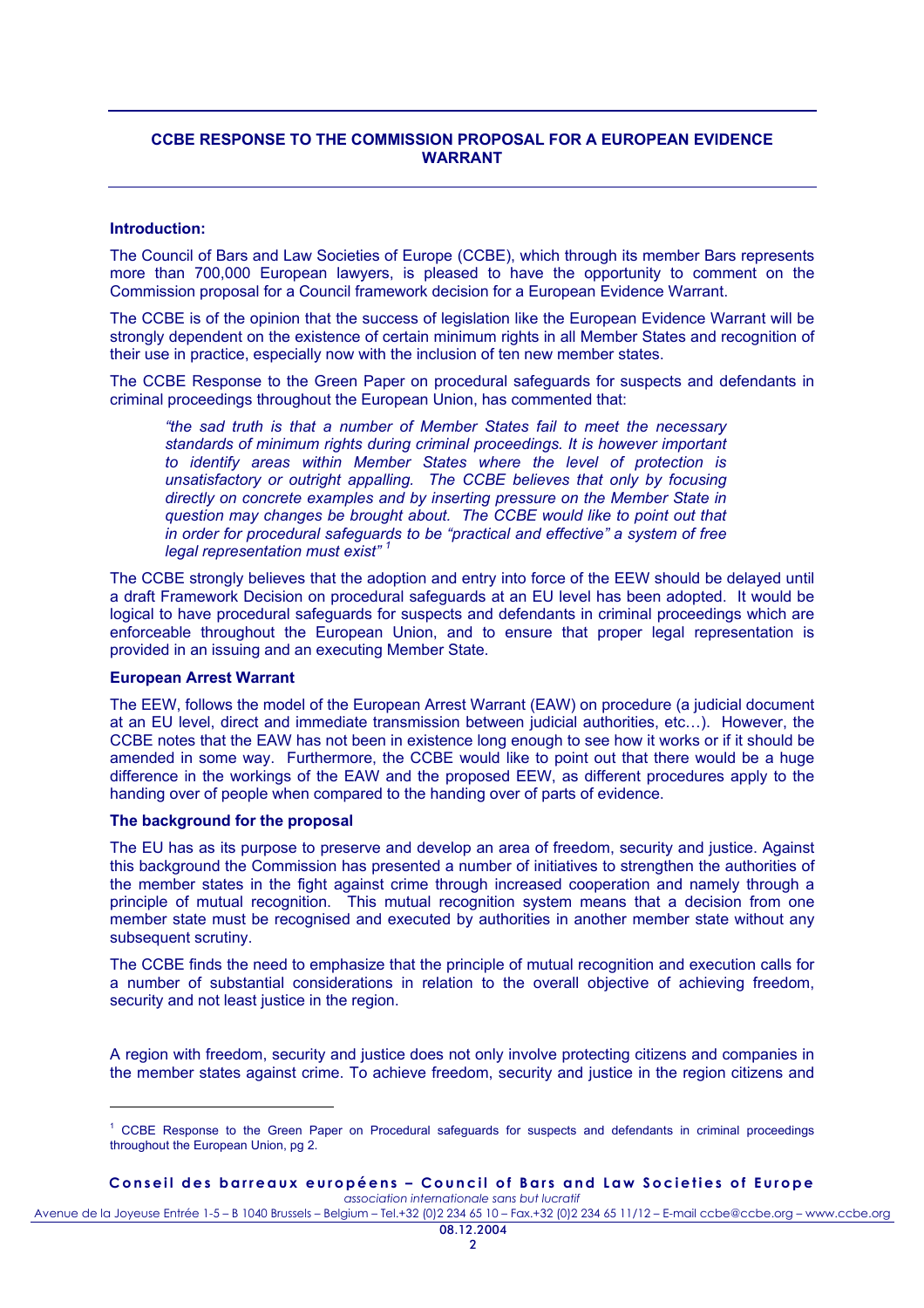## CCBE RESPONSE TO THE COMMISSION PROPOSAL FOR A EUROPEAN EVIDENCE WARRANT

**Introduction:**

The Council of Bars and Law Societies of Europe (CCBE), which through its member Bars represents more than 700,000 European lawyers, is pleased to have the opportunity to comment on the Commission proposal for a Council framework decision for a European Evidence Warrant.

The CCBE is of the opinion that the success of legislation like the European Evidence Warrant will be strongly dependent on the existence of certain minimum rights in all Member States and recognition of their use in practice, especially now with the inclusion of ten new member states.

The CCBE Response to the Green Paper on procedural safeguards for suspects and defendants in criminal proceedings throughout the European Union, has commented that:

> *"the sad truth is that a number of Member States fail to meet the necessary standards of minimum rights during criminal proceedings. It is however important to identify areas within Member States where the level of protection is unsatisfactory or outright appalling. The CCBE believes that only by focusing directly on concrete examples and by inserting pressure on the Member State in question may changes be brought about. The CCBE would like to point out that in order for procedural safeguards to be "practical and effective" a system of free legal representation must exist"* [1]

The CCBE strongly believes that the adoption and entry into force of the EEW should be delayed until a draft Framework Decision on procedural safeguards at an EU level has been adopted. It would be logical to have procedural safeguards for suspects and defendants in criminal proceedings which are enforceable throughout the European Union, and to ensure that proper legal representation is provided in an issuing and an executing Member State.

**European Arrest Warrant**

The EEW, follows the model of the European Arrest Warrant (EAW) on procedure (a judicial document at an EU level, direct and immediate transmission between judicial authorities, etc…). However, the CCBE notes that the EAW has not been in existence long enough to see how it works or if it should be amended in some way. Furthermore, the CCBE would like to point out that there would be a huge difference in the workings of the EAW and the proposed EEW, as different procedures apply to the handing over of people when compared to the handing over of parts of evidence.

**The background for the proposal**

The EU has as its purpose to preserve and develop an area of freedom, security and justice. Against this background the Commission has presented a number of initiatives to strengthen the authorities of the member states in the fight against crime through increased cooperation and namely through a principle of mutual recognition. This mutual recognition system means that a decision from one member state must be recognised and executed by authorities in another member state without any subsequent scrutiny.

The CCBE finds the need to emphasize that the principle of mutual recognition and execution calls for a number of substantial considerations in relation to the overall objective of achieving freedom, security and not least justice in the region.

A region with freedom, security and justice does not only involve protecting citizens and companies in the member states against crime. To achieve freedom, security and justice in the region citizens and

---

[1] CCBE Response to the Green Paper on Procedural safeguards for suspects and defendants in criminal proceedings throughout the European Union, pg 2.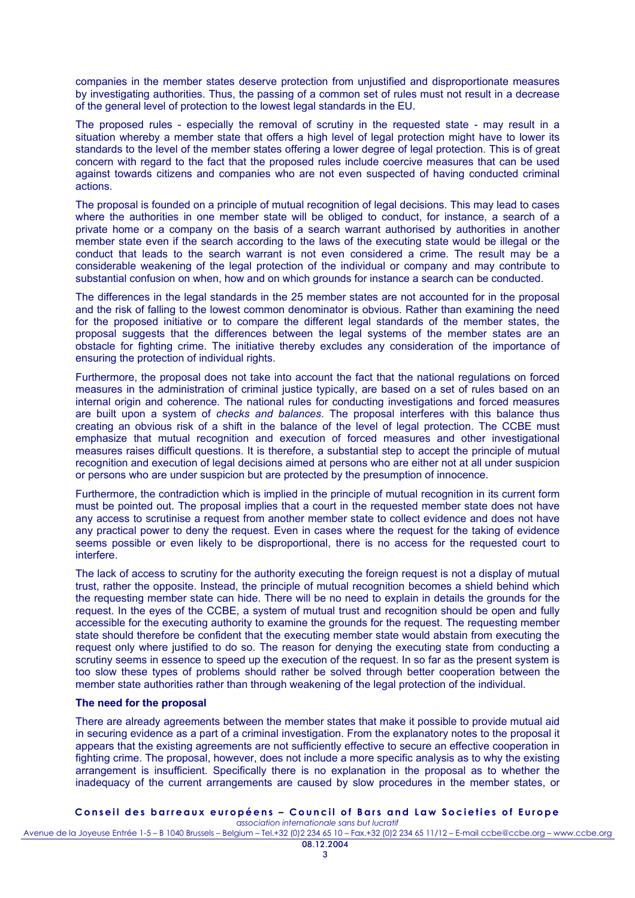companies in the member states deserve protection from unjustified and disproportionate measures by investigating authorities. Thus, the passing of a common set of rules must not result in a decrease of the general level of protection to the lowest legal standards in the EU.

The proposed rules - especially the removal of scrutiny in the requested state - may result in a situation whereby a member state that offers a high level of legal protection might have to lower its standards to the level of the member states offering a lower degree of legal protection. This is of great concern with regard to the fact that the proposed rules include coercive measures that can be used against towards citizens and companies who are not even suspected of having conducted criminal actions.

The proposal is founded on a principle of mutual recognition of legal decisions. This may lead to cases where the authorities in one member state will be obliged to conduct, for instance, a search of a private home or a company on the basis of a search warrant authorised by authorities in another member state even if the search according to the laws of the executing state would be illegal or the conduct that leads to the search warrant is not even considered a crime. The result may be a considerable weakening of the legal protection of the individual or company and may contribute to substantial confusion on when, how and on which grounds for instance a search can be conducted.

The differences in the legal standards in the 25 member states are not accounted for in the proposal and the risk of falling to the lowest common denominator is obvious. Rather than examining the need for the proposed initiative or to compare the different legal standards of the member states, the proposal suggests that the differences between the legal systems of the member states are an obstacle for fighting crime. The initiative thereby excludes any consideration of the importance of ensuring the protection of individual rights.

Furthermore, the proposal does not take into account the fact that the national regulations on forced measures in the administration of criminal justice typically, are based on a set of rules based on an internal origin and coherence. The national rules for conducting investigations and forced measures are built upon a system of *checks and balances*. The proposal interferes with this balance thus creating an obvious risk of a shift in the balance of the level of legal protection. The CCBE must emphasize that mutual recognition and execution of forced measures and other investigational measures raises difficult questions. It is therefore, a substantial step to accept the principle of mutual recognition and execution of legal decisions aimed at persons who are either not at all under suspicion or persons who are under suspicion but are protected by the presumption of innocence.

Furthermore, the contradiction which is implied in the principle of mutual recognition in its current form must be pointed out. The proposal implies that a court in the requested member state does not have any access to scrutinise a request from another member state to collect evidence and does not have any practical power to deny the request. Even in cases where the request for the taking of evidence seems possible or even likely to be disproportional, there is no access for the requested court to interfere.

The lack of access to scrutiny for the authority executing the foreign request is not a display of mutual trust, rather the opposite. Instead, the principle of mutual recognition becomes a shield behind which the requesting member state can hide. There will be no need to explain in details the grounds for the request. In the eyes of the CCBE, a system of mutual trust and recognition should be open and fully accessible for the executing authority to examine the grounds for the request. The requesting member state should therefore be confident that the executing member state would abstain from executing the request only where justified to do so. The reason for denying the executing state from conducting a scrutiny seems in essence to speed up the execution of the request. In so far as the present system is too slow these types of problems should rather be solved through better cooperation between the member state authorities rather than through weakening of the legal protection of the individual.

**The need for the proposal**

There are already agreements between the member states that make it possible to provide mutual aid in securing evidence as a part of a criminal investigation. From the explanatory notes to the proposal it appears that the existing agreements are not sufficiently effective to secure an effective cooperation in fighting crime. The proposal, however, does not include a more specific analysis as to why the existing arrangement is insufficient. Specifically there is no explanation in the proposal as to whether the inadequacy of the current arrangements are caused by slow procedures in the member states, or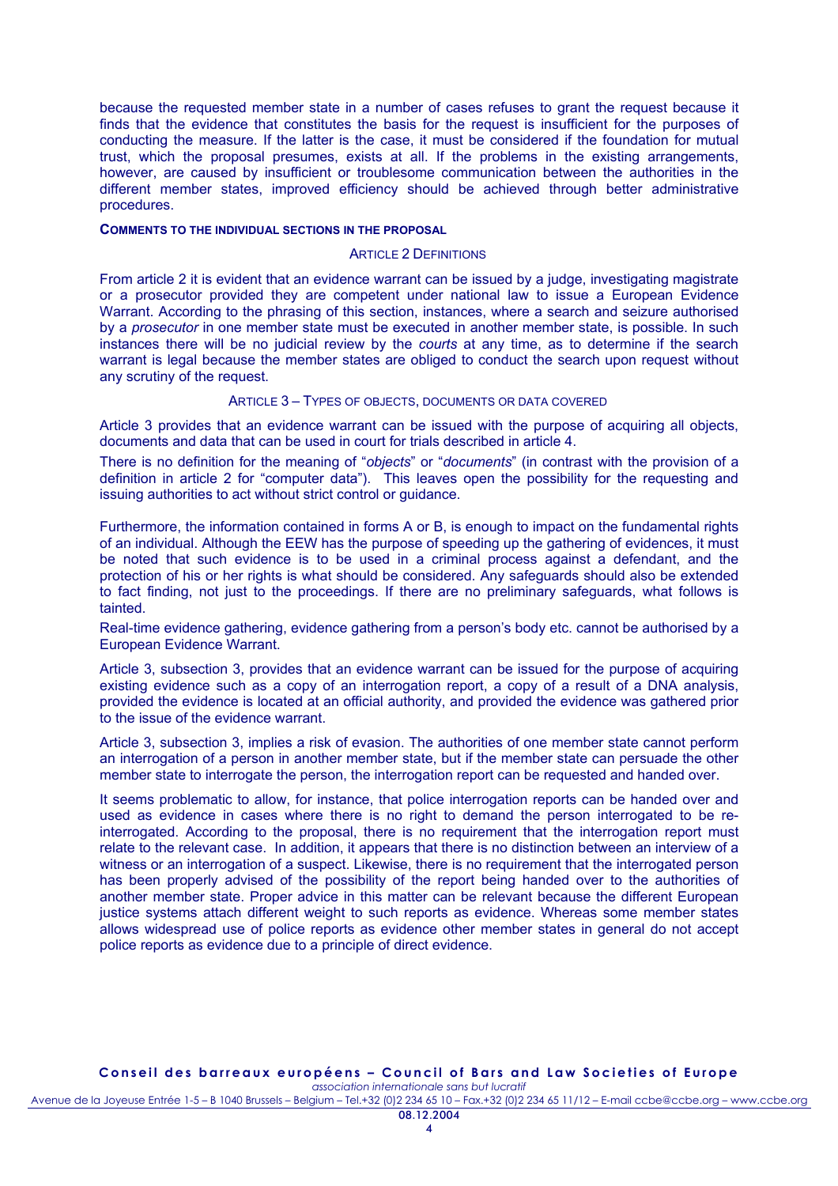because the requested member state in a number of cases refuses to grant the request because it finds that the evidence that constitutes the basis for the request is insufficient for the purposes of conducting the measure. If the latter is the case, it must be considered if the foundation for mutual trust, which the proposal presumes, exists at all. If the problems in the existing arrangements, however, are caused by insufficient or troublesome communication between the authorities in the different member states, improved efficiency should be achieved through better administrative procedures.

## COMMENTS TO THE INDIVIDUAL SECTIONS IN THE PROPOSAL

### ARTICLE 2 DEFINITIONS

From article 2 it is evident that an evidence warrant can be issued by a judge, investigating magistrate or a prosecutor provided they are competent under national law to issue a European Evidence Warrant. According to the phrasing of this section, instances, where a search and seizure authorised by a *prosecutor* in one member state must be executed in another member state, is possible. In such instances there will be no judicial review by the *courts* at any time, as to determine if the search warrant is legal because the member states are obliged to conduct the search upon request without any scrutiny of the request.

### ARTICLE 3 – TYPES OF OBJECTS, DOCUMENTS OR DATA COVERED

Article 3 provides that an evidence warrant can be issued with the purpose of acquiring all objects, documents and data that can be used in court for trials described in article 4.

There is no definition for the meaning of "*objects*" or "*documents*" (in contrast with the provision of a definition in article 2 for "computer data"). This leaves open the possibility for the requesting and issuing authorities to act without strict control or guidance.

Furthermore, the information contained in forms A or B, is enough to impact on the fundamental rights of an individual. Although the EEW has the purpose of speeding up the gathering of evidences, it must be noted that such evidence is to be used in a criminal process against a defendant, and the protection of his or her rights is what should be considered. Any safeguards should also be extended to fact finding, not just to the proceedings. If there are no preliminary safeguards, what follows is tainted.

Real-time evidence gathering, evidence gathering from a person's body etc. cannot be authorised by a European Evidence Warrant.

Article 3, subsection 3, provides that an evidence warrant can be issued for the purpose of acquiring existing evidence such as a copy of an interrogation report, a copy of a result of a DNA analysis, provided the evidence is located at an official authority, and provided the evidence was gathered prior to the issue of the evidence warrant.

Article 3, subsection 3, implies a risk of evasion. The authorities of one member state cannot perform an interrogation of a person in another member state, but if the member state can persuade the other member state to interrogate the person, the interrogation report can be requested and handed over.

It seems problematic to allow, for instance, that police interrogation reports can be handed over and used as evidence in cases where there is no right to demand the person interrogated to be re-interrogated. According to the proposal, there is no requirement that the interrogation report must relate to the relevant case. In addition, it appears that there is no distinction between an interview of a witness or an interrogation of a suspect. Likewise, there is no requirement that the interrogated person has been properly advised of the possibility of the report being handed over to the authorities of another member state. Proper advice in this matter can be relevant because the different European justice systems attach different weight to such reports as evidence. Whereas some member states allows widespread use of police reports as evidence other member states in general do not accept police reports as evidence due to a principle of direct evidence.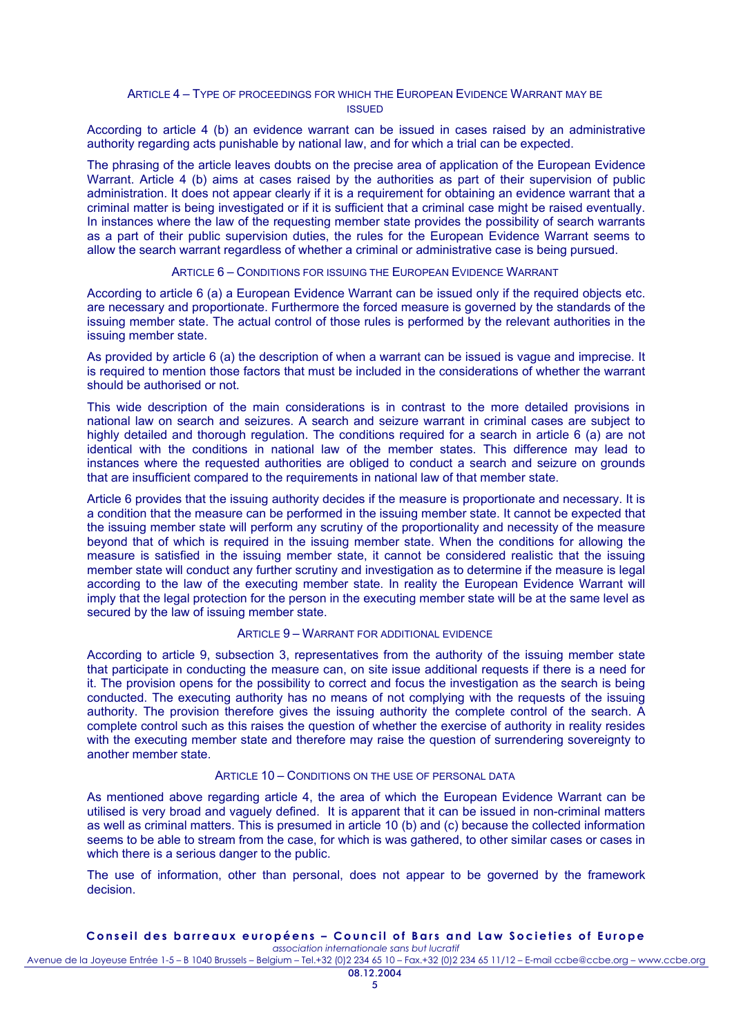### ARTICLE 4 – TYPE OF PROCEEDINGS FOR WHICH THE EUROPEAN EVIDENCE WARRANT MAY BE ISSUED

According to article 4 (b) an evidence warrant can be issued in cases raised by an administrative authority regarding acts punishable by national law, and for which a trial can be expected.

The phrasing of the article leaves doubts on the precise area of application of the European Evidence Warrant. Article 4 (b) aims at cases raised by the authorities as part of their supervision of public administration. It does not appear clearly if it is a requirement for obtaining an evidence warrant that a criminal matter is being investigated or if it is sufficient that a criminal case might be raised eventually. In instances where the law of the requesting member state provides the possibility of search warrants as a part of their public supervision duties, the rules for the European Evidence Warrant seems to allow the search warrant regardless of whether a criminal or administrative case is being pursued.

### ARTICLE 6 – CONDITIONS FOR ISSUING THE EUROPEAN EVIDENCE WARRANT

According to article 6 (a) a European Evidence Warrant can be issued only if the required objects etc. are necessary and proportionate. Furthermore the forced measure is governed by the standards of the issuing member state. The actual control of those rules is performed by the relevant authorities in the issuing member state.

As provided by article 6 (a) the description of when a warrant can be issued is vague and imprecise. It is required to mention those factors that must be included in the considerations of whether the warrant should be authorised or not.

This wide description of the main considerations is in contrast to the more detailed provisions in national law on search and seizures. A search and seizure warrant in criminal cases are subject to highly detailed and thorough regulation. The conditions required for a search in article 6 (a) are not identical with the conditions in national law of the member states. This difference may lead to instances where the requested authorities are obliged to conduct a search and seizure on grounds that are insufficient compared to the requirements in national law of that member state.

Article 6 provides that the issuing authority decides if the measure is proportionate and necessary. It is a condition that the measure can be performed in the issuing member state. It cannot be expected that the issuing member state will perform any scrutiny of the proportionality and necessity of the measure beyond that of which is required in the issuing member state. When the conditions for allowing the measure is satisfied in the issuing member state, it cannot be considered realistic that the issuing member state will conduct any further scrutiny and investigation as to determine if the measure is legal according to the law of the executing member state. In reality the European Evidence Warrant will imply that the legal protection for the person in the executing member state will be at the same level as secured by the law of issuing member state.

### ARTICLE 9 – WARRANT FOR ADDITIONAL EVIDENCE

According to article 9, subsection 3, representatives from the authority of the issuing member state that participate in conducting the measure can, on site issue additional requests if there is a need for it. The provision opens for the possibility to correct and focus the investigation as the search is being conducted. The executing authority has no means of not complying with the requests of the issuing authority. The provision therefore gives the issuing authority the complete control of the search. A complete control such as this raises the question of whether the exercise of authority in reality resides with the executing member state and therefore may raise the question of surrendering sovereignty to another member state.

### ARTICLE 10 – CONDITIONS ON THE USE OF PERSONAL DATA

As mentioned above regarding article 4, the area of which the European Evidence Warrant can be utilised is very broad and vaguely defined. It is apparent that it can be issued in non-criminal matters as well as criminal matters. This is presumed in article 10 (b) and (c) because the collected information seems to be able to stream from the case, for which is was gathered, to other similar cases or cases in which there is a serious danger to the public.

The use of information, other than personal, does not appear to be governed by the framework decision.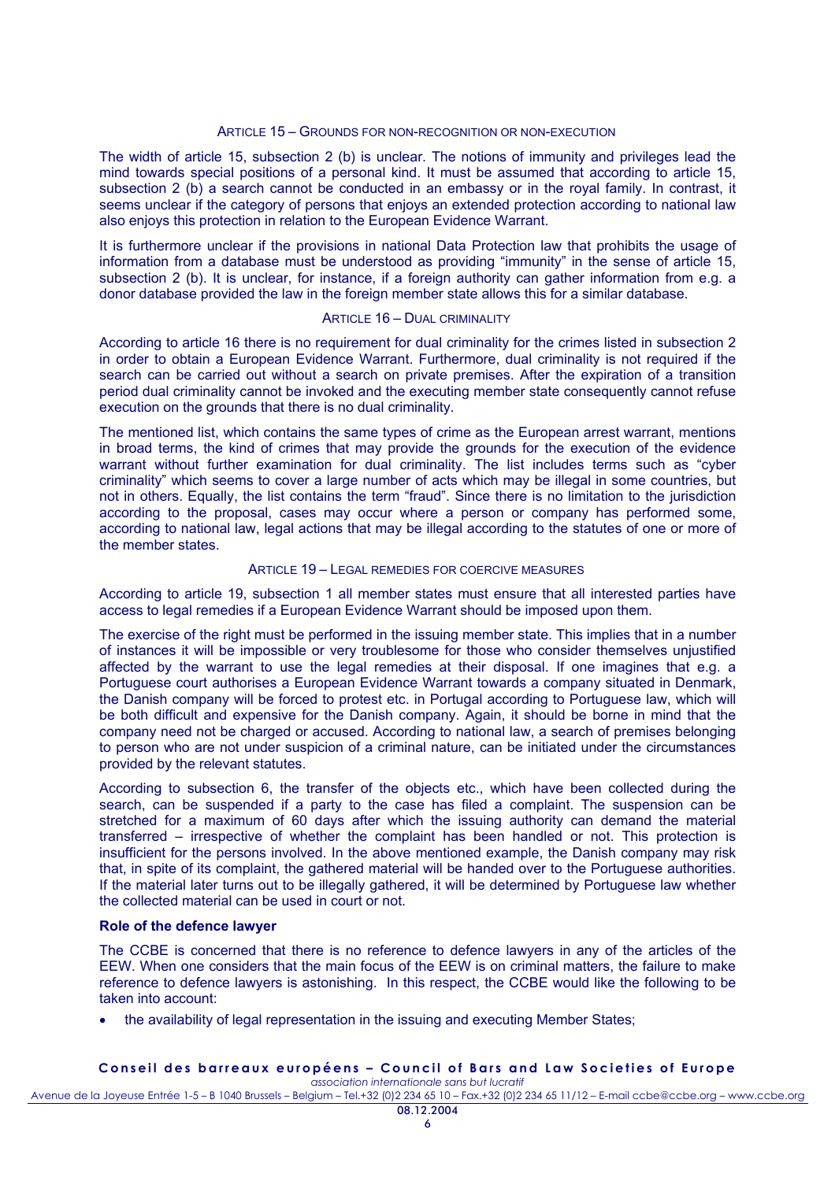### Article 15 – Grounds for non-recognition or non-execution

The width of article 15, subsection 2 (b) is unclear. The notions of immunity and privileges lead the mind towards special positions of a personal kind. It must be assumed that according to article 15, subsection 2 (b) a search cannot be conducted in an embassy or in the royal family. In contrast, it seems unclear if the category of persons that enjoys an extended protection according to national law also enjoys this protection in relation to the European Evidence Warrant.

It is furthermore unclear if the provisions in national Data Protection law that prohibits the usage of information from a database must be understood as providing "immunity" in the sense of article 15, subsection 2 (b). It is unclear, for instance, if a foreign authority can gather information from e.g. a donor database provided the law in the foreign member state allows this for a similar database.

### Article 16 – Dual criminality

According to article 16 there is no requirement for dual criminality for the crimes listed in subsection 2 in order to obtain a European Evidence Warrant. Furthermore, dual criminality is not required if the search can be carried out without a search on private premises. After the expiration of a transition period dual criminality cannot be invoked and the executing member state consequently cannot refuse execution on the grounds that there is no dual criminality.

The mentioned list, which contains the same types of crime as the European arrest warrant, mentions in broad terms, the kind of crimes that may provide the grounds for the execution of the evidence warrant without further examination for dual criminality. The list includes terms such as "cyber criminality" which seems to cover a large number of acts which may be illegal in some countries, but not in others. Equally, the list contains the term "fraud". Since there is no limitation to the jurisdiction according to the proposal, cases may occur where a person or company has performed some, according to national law, legal actions that may be illegal according to the statutes of one or more of the member states.

### Article 19 – Legal remedies for coercive measures

According to article 19, subsection 1 all member states must ensure that all interested parties have access to legal remedies if a European Evidence Warrant should be imposed upon them.

The exercise of the right must be performed in the issuing member state. This implies that in a number of instances it will be impossible or very troublesome for those who consider themselves unjustified affected by the warrant to use the legal remedies at their disposal. If one imagines that e.g. a Portuguese court authorises a European Evidence Warrant towards a company situated in Denmark, the Danish company will be forced to protest etc. in Portugal according to Portuguese law, which will be both difficult and expensive for the Danish company. Again, it should be borne in mind that the company need not be charged or accused. According to national law, a search of premises belonging to person who are not under suspicion of a criminal nature, can be initiated under the circumstances provided by the relevant statutes.

According to subsection 6, the transfer of the objects etc., which have been collected during the search, can be suspended if a party to the case has filed a complaint. The suspension can be stretched for a maximum of 60 days after which the issuing authority can demand the material transferred – irrespective of whether the complaint has been handled or not. This protection is insufficient for the persons involved. In the above mentioned example, the Danish company may risk that, in spite of its complaint, the gathered material will be handed over to the Portuguese authorities. If the material later turns out to be illegally gathered, it will be determined by Portuguese law whether the collected material can be used in court or not.

**Role of the defence lawyer**

The CCBE is concerned that there is no reference to defence lawyers in any of the articles of the EEW. When one considers that the main focus of the EEW is on criminal matters, the failure to make reference to defence lawyers is astonishing. In this respect, the CCBE would like the following to be taken into account:

- the availability of legal representation in the issuing and executing Member States;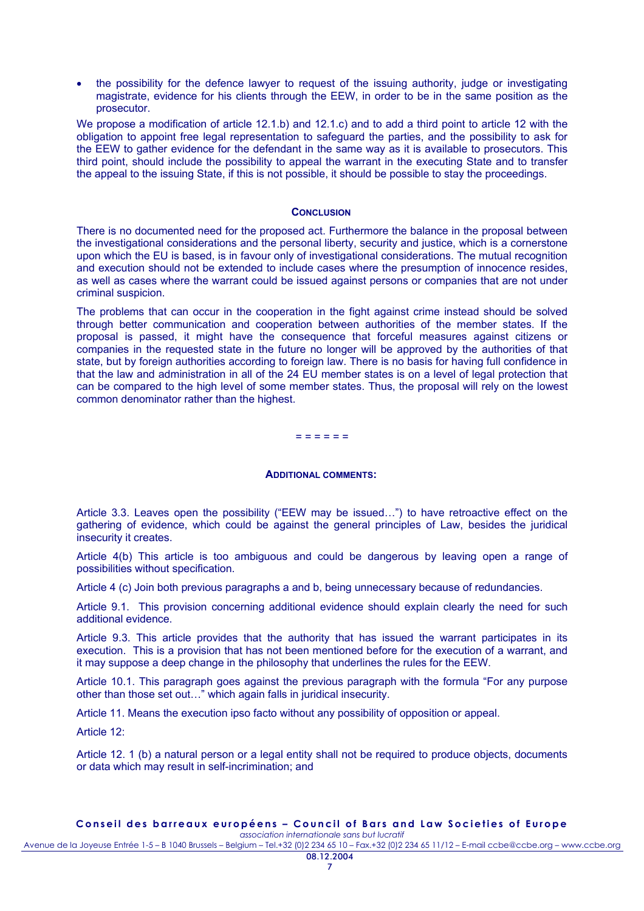- the possibility for the defence lawyer to request of the issuing authority, judge or investigating magistrate, evidence for his clients through the EEW, in order to be in the same position as the prosecutor.

We propose a modification of article 12.1.b) and 12.1.c) and to add a third point to article 12 with the obligation to appoint free legal representation to safeguard the parties, and the possibility to ask for the EEW to gather evidence for the defendant in the same way as it is available to prosecutors. This third point, should include the possibility to appeal the warrant in the executing State and to transfer the appeal to the issuing State, if this is not possible, it should be possible to stay the proceedings.

## CONCLUSION

There is no documented need for the proposed act. Furthermore the balance in the proposal between the investigational considerations and the personal liberty, security and justice, which is a cornerstone upon which the EU is based, is in favour only of investigational considerations. The mutual recognition and execution should not be extended to include cases where the presumption of innocence resides, as well as cases where the warrant could be issued against persons or companies that are not under criminal suspicion.

The problems that can occur in the cooperation in the fight against crime instead should be solved through better communication and cooperation between authorities of the member states. If the proposal is passed, it might have the consequence that forceful measures against citizens or companies in the requested state in the future no longer will be approved by the authorities of that state, but by foreign authorities according to foreign law. There is no basis for having full confidence in that the law and administration in all of the 24 EU member states is on a level of legal protection that can be compared to the high level of some member states. Thus, the proposal will rely on the lowest common denominator rather than the highest.

= = = = = =

## ADDITIONAL COMMENTS:

Article 3.3. Leaves open the possibility ("EEW may be issued…") to have retroactive effect on the gathering of evidence, which could be against the general principles of Law, besides the juridical insecurity it creates.

Article 4(b) This article is too ambiguous and could be dangerous by leaving open a range of possibilities without specification.

Article 4 (c) Join both previous paragraphs a and b, being unnecessary because of redundancies.

Article 9.1. This provision concerning additional evidence should explain clearly the need for such additional evidence.

Article 9.3. This article provides that the authority that has issued the warrant participates in its execution. This is a provision that has not been mentioned before for the execution of a warrant, and it may suppose a deep change in the philosophy that underlines the rules for the EEW.

Article 10.1. This paragraph goes against the previous paragraph with the formula "For any purpose other than those set out…" which again falls in juridical insecurity.

Article 11. Means the execution ipso facto without any possibility of opposition or appeal.

Article 12:

Article 12. 1 (b) a natural person or a legal entity shall not be required to produce objects, documents or data which may result in self-incrimination; and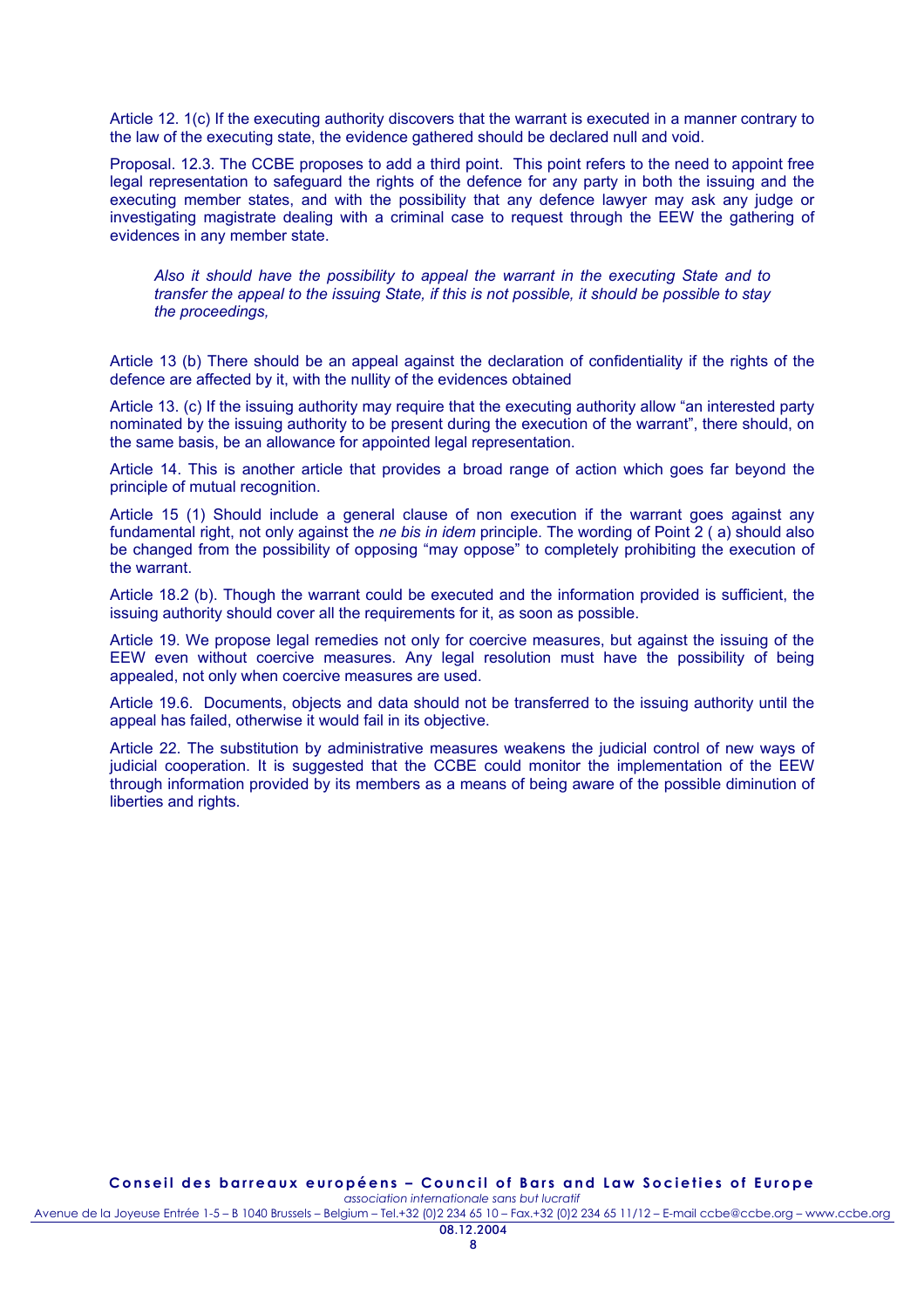Article 12. 1(c) If the executing authority discovers that the warrant is executed in a manner contrary to the law of the executing state, the evidence gathered should be declared null and void.

Proposal. 12.3. The CCBE proposes to add a third point. This point refers to the need to appoint free legal representation to safeguard the rights of the defence for any party in both the issuing and the executing member states, and with the possibility that any defence lawyer may ask any judge or investigating magistrate dealing with a criminal case to request through the EEW the gathering of evidences in any member state.

> *Also it should have the possibility to appeal the warrant in the executing State and to transfer the appeal to the issuing State, if this is not possible, it should be possible to stay the proceedings,*

Article 13 (b) There should be an appeal against the declaration of confidentiality if the rights of the defence are affected by it, with the nullity of the evidences obtained

Article 13. (c) If the issuing authority may require that the executing authority allow "an interested party nominated by the issuing authority to be present during the execution of the warrant", there should, on the same basis, be an allowance for appointed legal representation.

Article 14. This is another article that provides a broad range of action which goes far beyond the principle of mutual recognition.

Article 15 (1) Should include a general clause of non execution if the warrant goes against any fundamental right, not only against the *ne bis in idem* principle. The wording of Point 2 ( a) should also be changed from the possibility of opposing "may oppose" to completely prohibiting the execution of the warrant.

Article 18.2 (b). Though the warrant could be executed and the information provided is sufficient, the issuing authority should cover all the requirements for it, as soon as possible.

Article 19. We propose legal remedies not only for coercive measures, but against the issuing of the EEW even without coercive measures. Any legal resolution must have the possibility of being appealed, not only when coercive measures are used.

Article 19.6. Documents, objects and data should not be transferred to the issuing authority until the appeal has failed, otherwise it would fail in its objective.

Article 22. The substitution by administrative measures weakens the judicial control of new ways of judicial cooperation. It is suggested that the CCBE could monitor the implementation of the EEW through information provided by its members as a means of being aware of the possible diminution of liberties and rights.